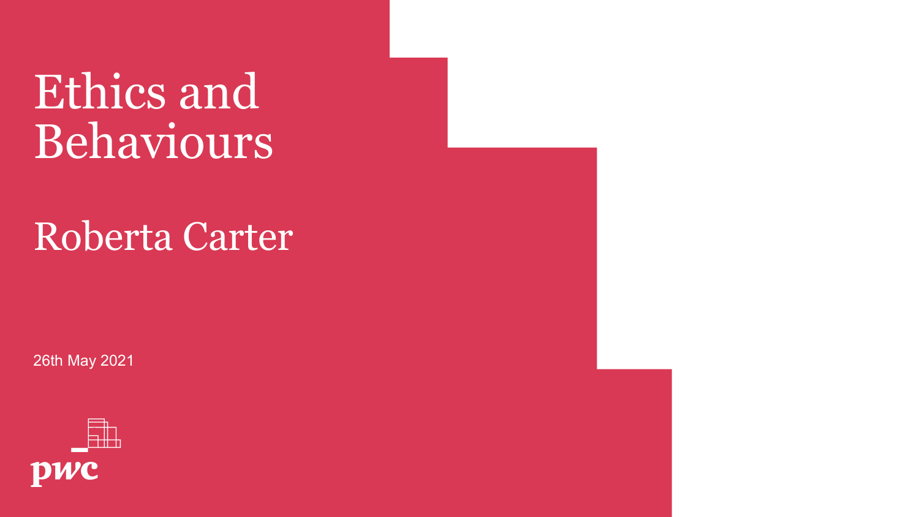# Ethics and Behaviours

## Roberta Carter

26th May 2021

pwc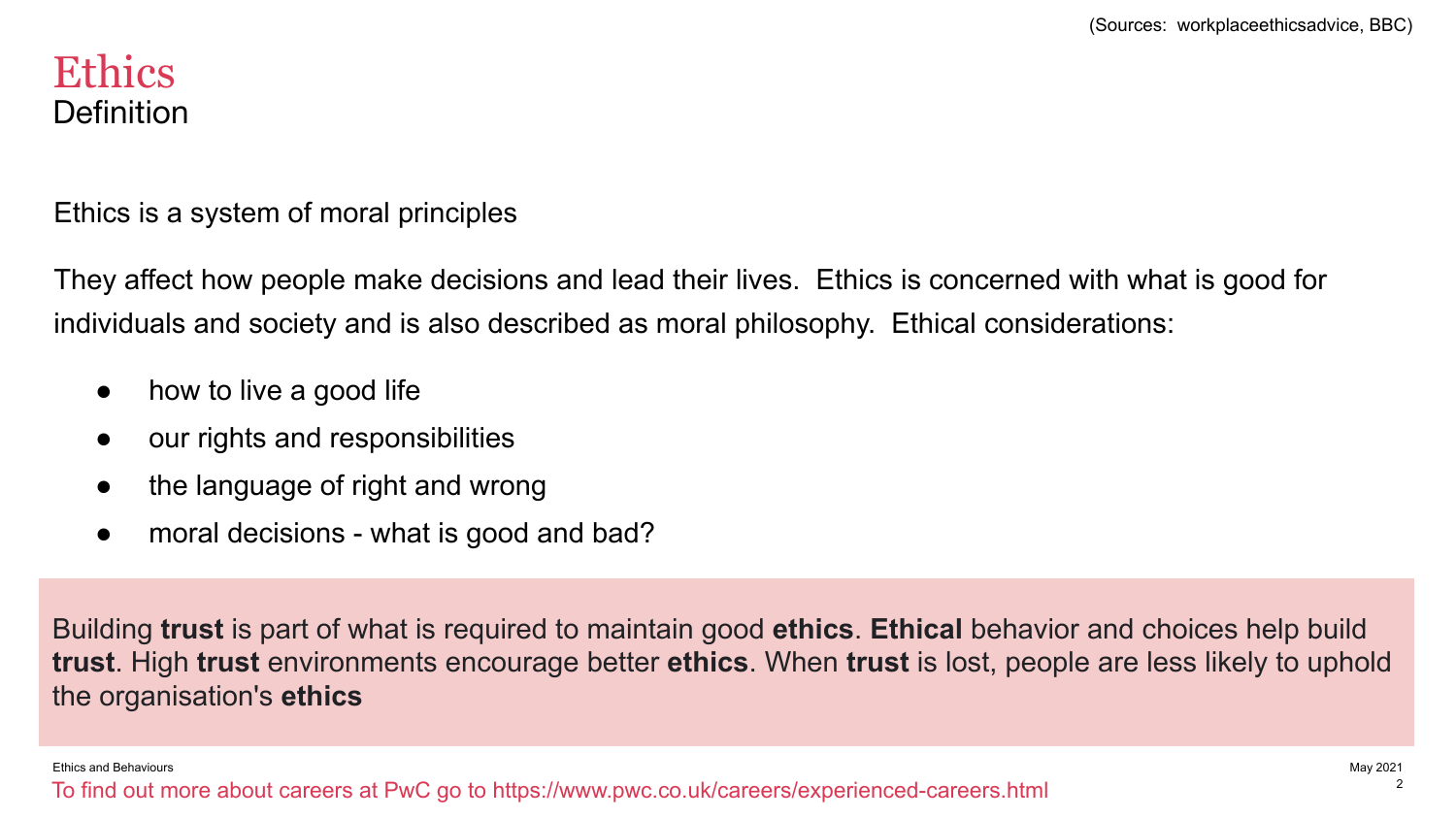(Sources: workplaceethicsadvice, BBC)

# Ethics
## Definition

Ethics is a system of moral principles

They affect how people make decisions and lead their lives. Ethics is concerned with what is good for individuals and society and is also described as moral philosophy. Ethical considerations:

- how to live a good life
- our rights and responsibilities
- the language of right and wrong
- moral decisions - what is good and bad?

Building **trust** is part of what is required to maintain good **ethics**. **Ethical** behavior and choices help build **trust**. High **trust** environments encourage better **ethics**. When **trust** is lost, people are less likely to uphold the organisation's **ethics**

To find out more about careers at PwC go to https://www.pwc.co.uk/careers/experienced-careers.html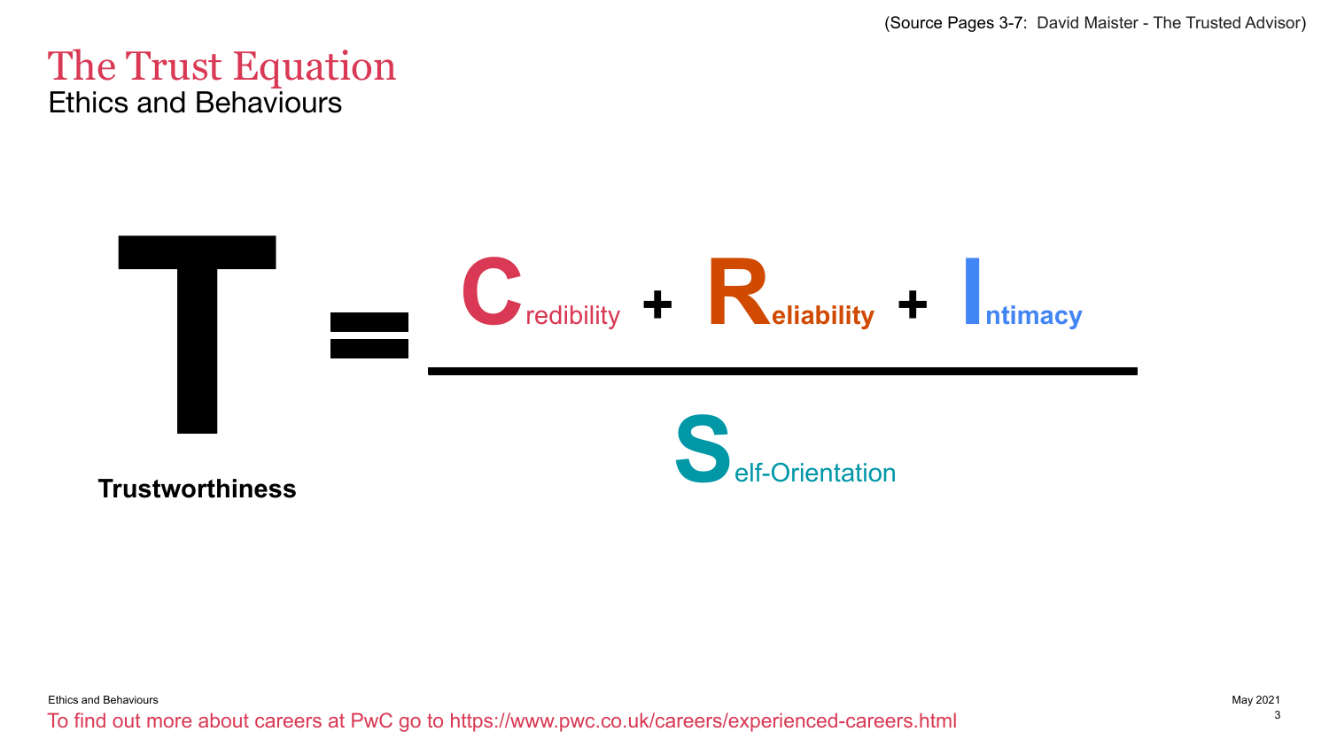(Source Pages 3-7: David Maister - The Trusted Advisor)

# The Trust Equation

## Ethics and Behaviours

$$T = \frac{C_{\text{redibility}} + R_{\text{eliability}} + I_{\text{ntimacy}}}{S_{\text{elf-Orientation}}}$$

**Trustworthiness**

To find out more about careers at PwC go to https://www.pwc.co.uk/careers/experienced-careers.html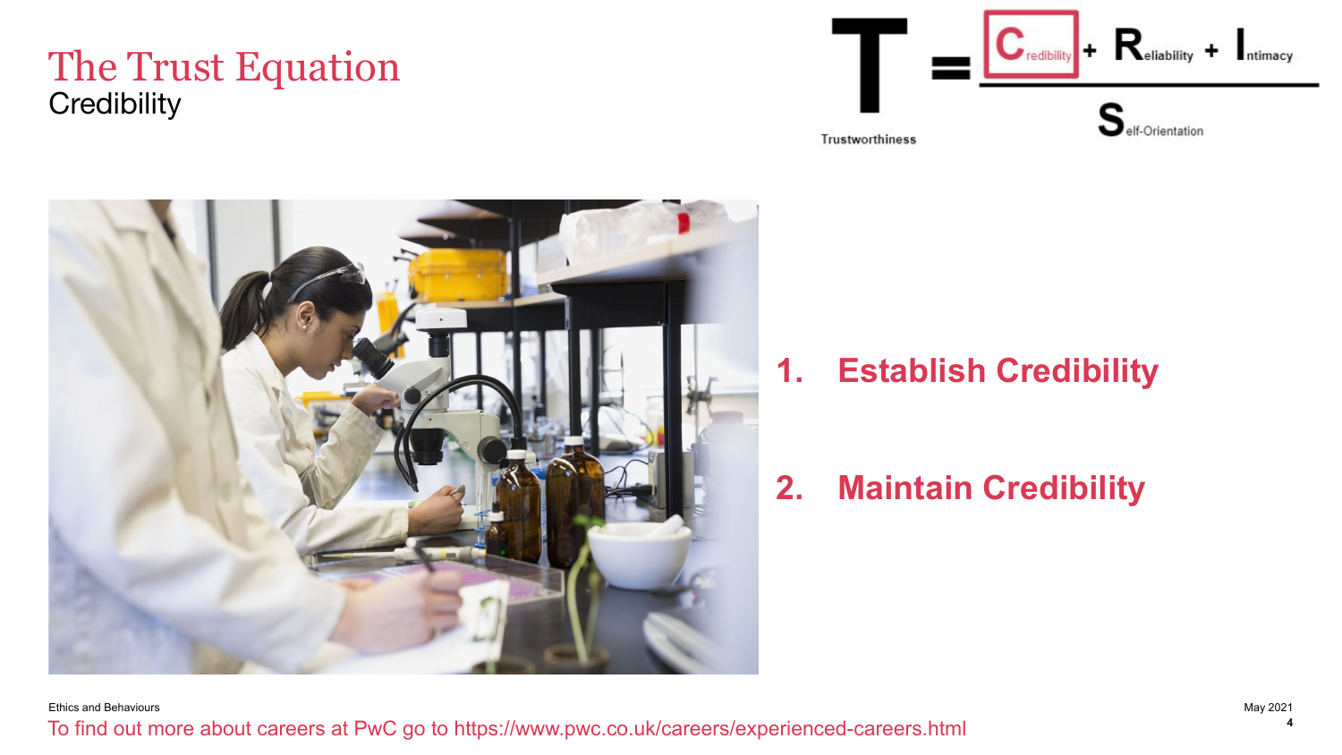# The Trust Equation

## Credibility

$$T = \frac{C + R + I}{S}$$

T = Trustworthiness, C = Credibility, R = Reliability, I = Intimacy, S = Self-Orientation

1. **Establish Credibility**
2. **Maintain Credibility**

Ethics and Behaviours

To find out more about careers at PwC go to https://www.pwc.co.uk/careers/experienced-careers.html

May 2021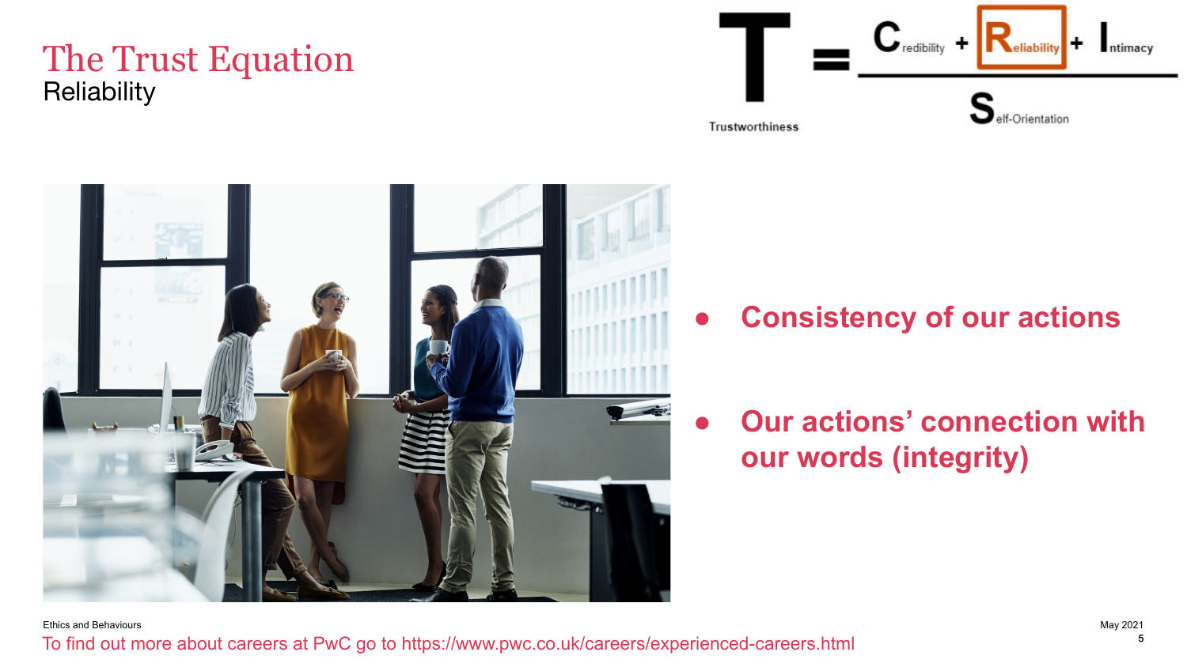# The Trust Equation

## Reliability

$$\text{T (Trustworthiness)} = \frac{\text{C (Credibility)} + \text{R (Reliability)} + \text{I (Intimacy)}}{\text{S (Self-Orientation)}}$$

- **Consistency of our actions**
- **Our actions' connection with our words (integrity)**

Ethics and Behaviours

To find out more about careers at PwC go to https://www.pwc.co.uk/careers/experienced-careers.html

May 2021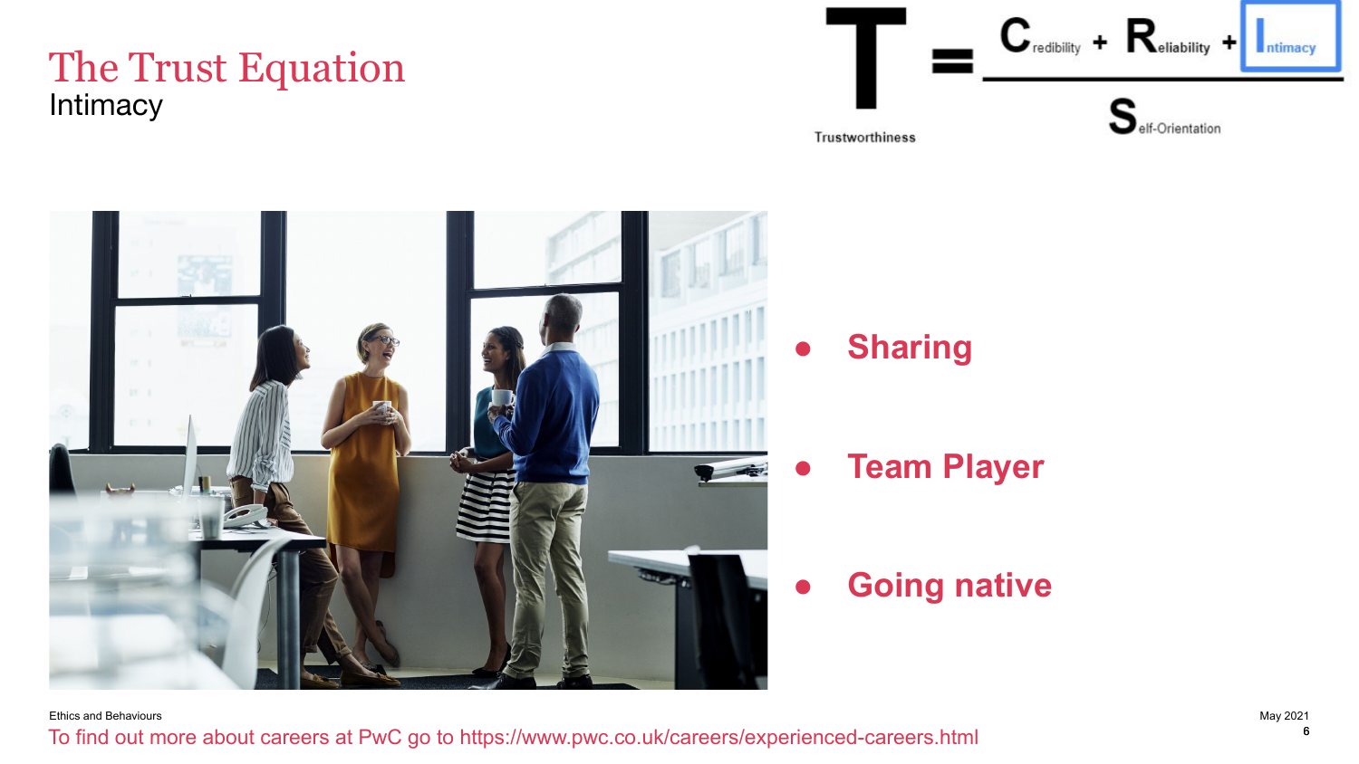# The Trust Equation

## Intimacy

$$T_{\text{rustworthiness}} = \frac{C_{\text{redibility}} + R_{\text{eliability}} + I_{\text{ntimacy}}}{S_{\text{elf-Orientation}}}$$

- **Sharing**
- **Team Player**
- **Going native**

Ethics and Behaviours

To find out more about careers at PwC go to https://www.pwc.co.uk/careers/experienced-careers.html

May 2021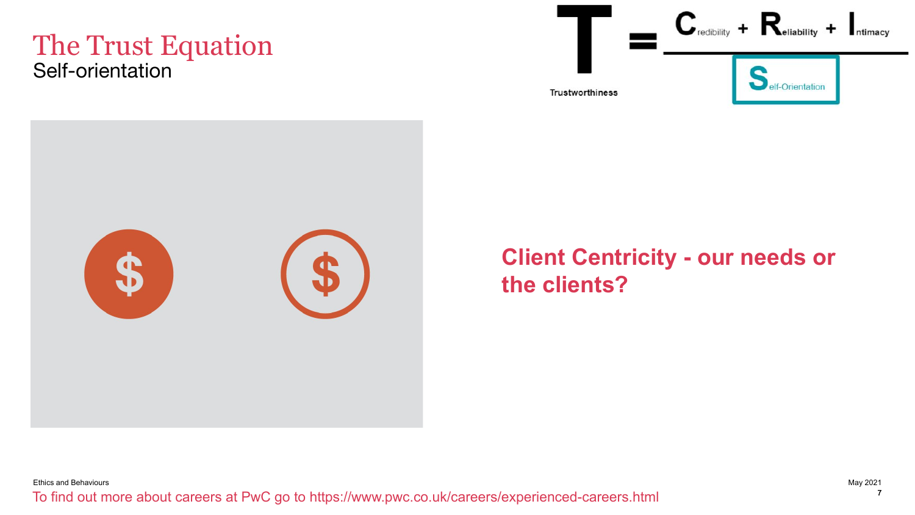# The Trust Equation

## Self-orientation

$$T = \frac{C + R + I}{S}$$

Trustworthiness = (Credibility + Reliability + Intimacy) / Self-Orientation

$ $

**Client Centricity - our needs or the clients?**

Ethics and Behaviours

To find out more about careers at PwC go to https://www.pwc.co.uk/careers/experienced-careers.html

May 2021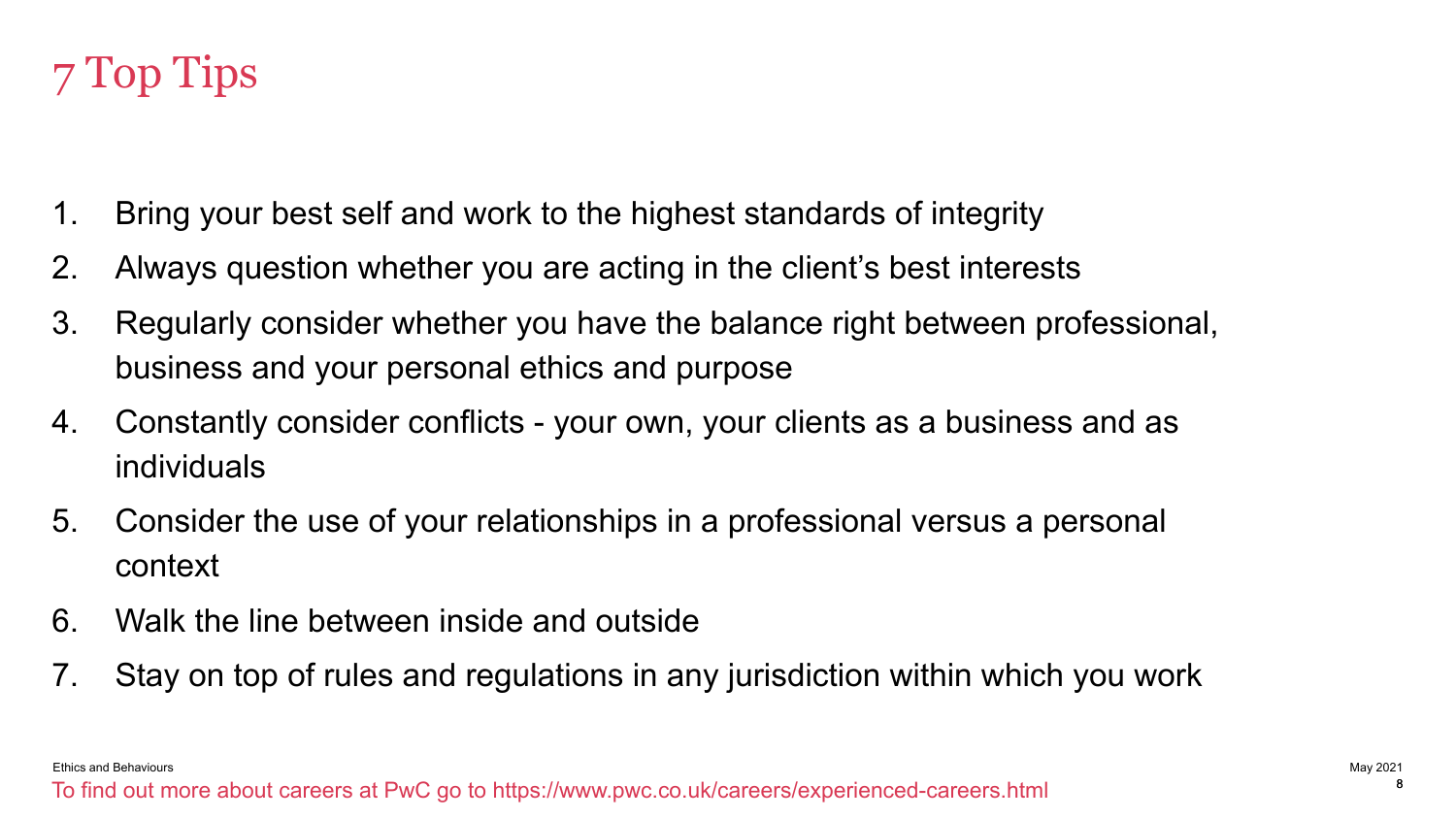# 7 Top Tips

1. Bring your best self and work to the highest standards of integrity
2. Always question whether you are acting in the client's best interests
3. Regularly consider whether you have the balance right between professional, business and your personal ethics and purpose
4. Constantly consider conflicts - your own, your clients as a business and as individuals
5. Consider the use of your relationships in a professional versus a personal context
6. Walk the line between inside and outside
7. Stay on top of rules and regulations in any jurisdiction within which you work

To find out more about careers at PwC go to https://www.pwc.co.uk/careers/experienced-careers.html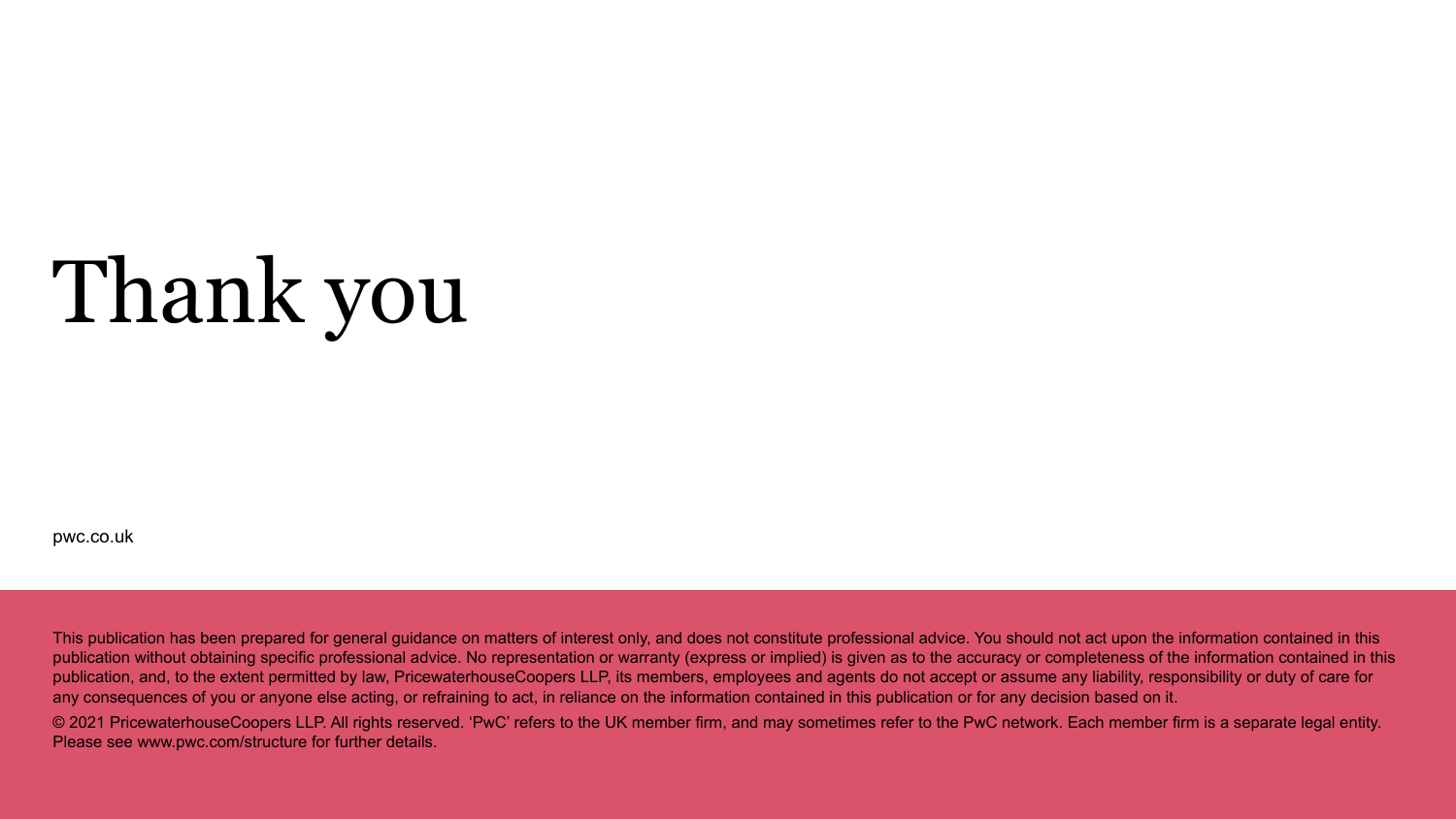# Thank you

pwc.co.uk

This publication has been prepared for general guidance on matters of interest only, and does not constitute professional advice. You should not act upon the information contained in this publication without obtaining specific professional advice. No representation or warranty (express or implied) is given as to the accuracy or completeness of the information contained in this publication, and, to the extent permitted by law, PricewaterhouseCoopers LLP, its members, employees and agents do not accept or assume any liability, responsibility or duty of care for any consequences of you or anyone else acting, or refraining to act, in reliance on the information contained in this publication or for any decision based on it.

© 2021 PricewaterhouseCoopers LLP. All rights reserved. 'PwC' refers to the UK member firm, and may sometimes refer to the PwC network. Each member firm is a separate legal entity. Please see www.pwc.com/structure for further details.